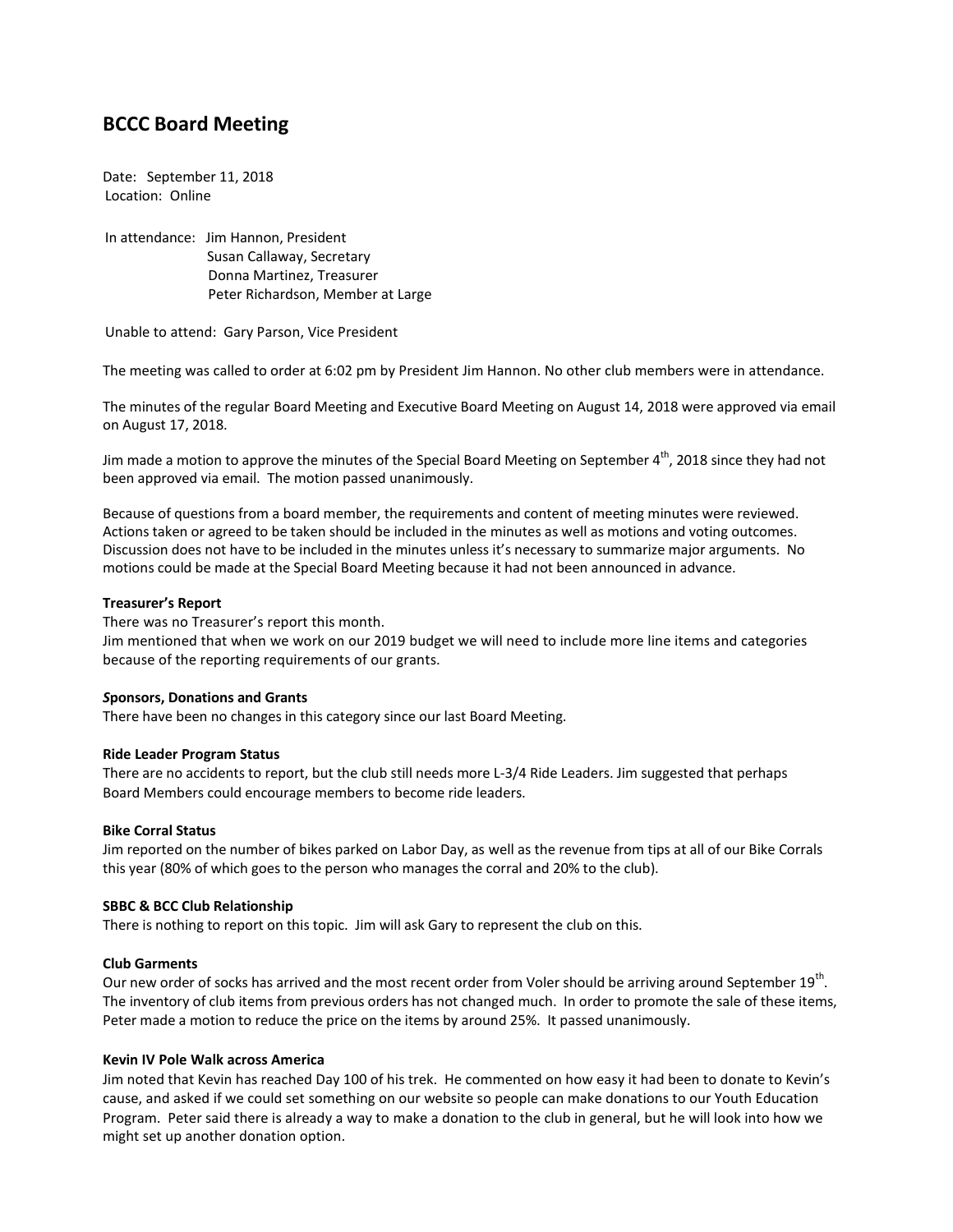# BCCC Board Meeting

Date: September 11, 2018
Location: Online

In attendance: Jim Hannon, President
Susan Callaway, Secretary
Donna Martinez, Treasurer
Peter Richardson, Member at Large

Unable to attend: Gary Parson, Vice President

The meeting was called to order at 6:02 pm by President Jim Hannon. No other club members were in attendance.

The minutes of the regular Board Meeting and Executive Board Meeting on August 14, 2018 were approved via email on August 17, 2018.

Jim made a motion to approve the minutes of the Special Board Meeting on September 4th, 2018 since they had not been approved via email. The motion passed unanimously.

Because of questions from a board member, the requirements and content of meeting minutes were reviewed. Actions taken or agreed to be taken should be included in the minutes as well as motions and voting outcomes. Discussion does not have to be included in the minutes unless it's necessary to summarize major arguments. No motions could be made at the Special Board Meeting because it had not been announced in advance.

**Treasurer's Report**

There was no Treasurer's report this month.
Jim mentioned that when we work on our 2019 budget we will need to include more line items and categories because of the reporting requirements of our grants.

***S*ponsors, Donations and Grants**

There have been no changes in this category since our last Board Meeting.

**Ride Leader Program Status**

There are no accidents to report, but the club still needs more L-3/4 Ride Leaders. Jim suggested that perhaps Board Members could encourage members to become ride leaders.

**Bike Corral Status**

Jim reported on the number of bikes parked on Labor Day, as well as the revenue from tips at all of our Bike Corrals this year (80% of which goes to the person who manages the corral and 20% to the club).

**SBBC & BCC Club Relationship**

There is nothing to report on this topic. Jim will ask Gary to represent the club on this.

**Club Garments**

Our new order of socks has arrived and the most recent order from Voler should be arriving around September 19th. The inventory of club items from previous orders has not changed much. In order to promote the sale of these items, Peter made a motion to reduce the price on the items by around 25%. It passed unanimously.

**Kevin IV Pole Walk across America**

Jim noted that Kevin has reached Day 100 of his trek. He commented on how easy it had been to donate to Kevin's cause, and asked if we could set something on our website so people can make donations to our Youth Education Program. Peter said there is already a way to make a donation to the club in general, but he will look into how we might set up another donation option.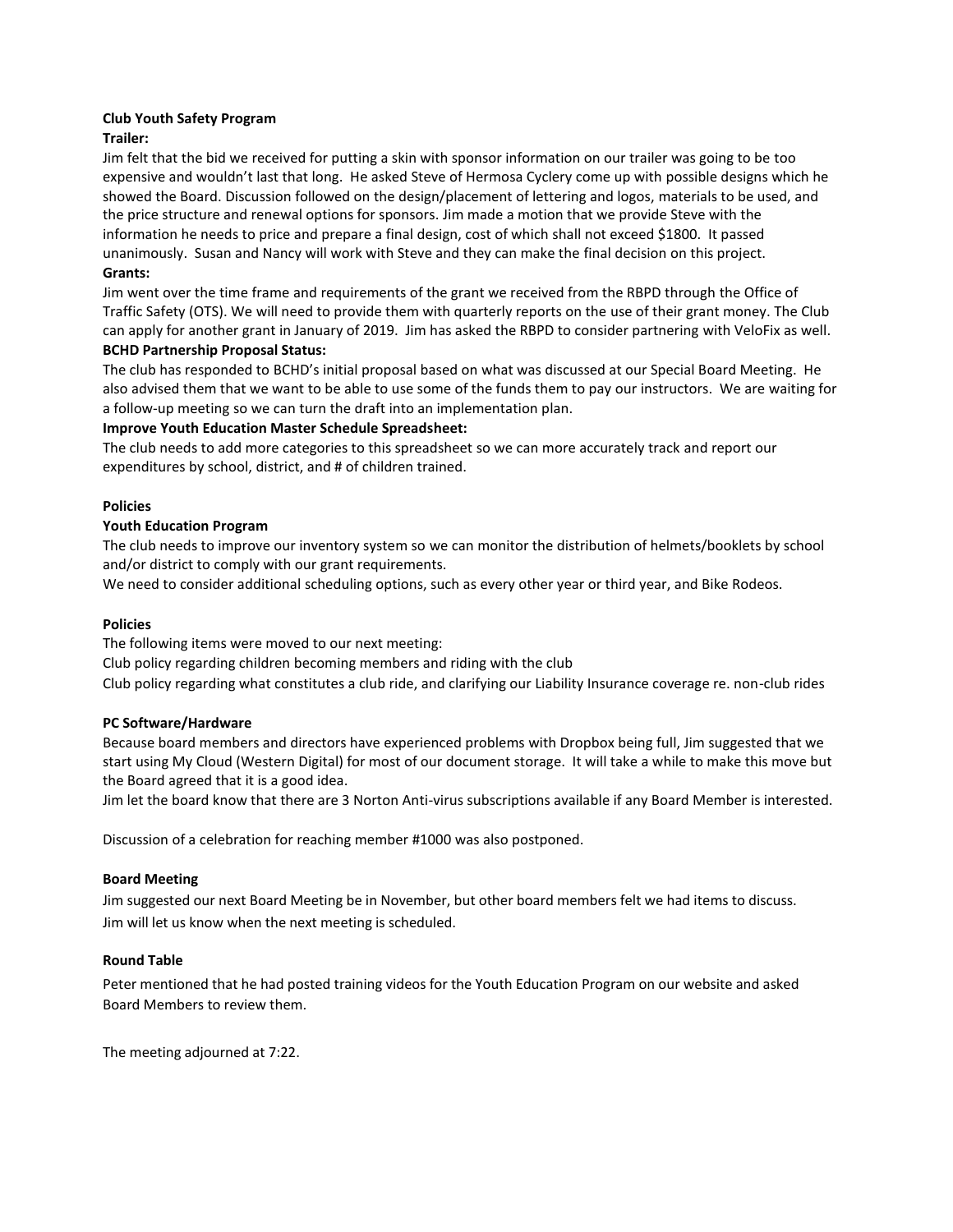**Club Youth Safety Program**

**Trailer:**

Jim felt that the bid we received for putting a skin with sponsor information on our trailer was going to be too expensive and wouldn't last that long. He asked Steve of Hermosa Cyclery come up with possible designs which he showed the Board. Discussion followed on the design/placement of lettering and logos, materials to be used, and the price structure and renewal options for sponsors. Jim made a motion that we provide Steve with the information he needs to price and prepare a final design, cost of which shall not exceed $1800. It passed unanimously. Susan and Nancy will work with Steve and they can make the final decision on this project.

**Grants:**

Jim went over the time frame and requirements of the grant we received from the RBPD through the Office of Traffic Safety (OTS). We will need to provide them with quarterly reports on the use of their grant money. The Club can apply for another grant in January of 2019. Jim has asked the RBPD to consider partnering with VeloFix as well.

**BCHD Partnership Proposal Status:**

The club has responded to BCHD's initial proposal based on what was discussed at our Special Board Meeting. He also advised them that we want to be able to use some of the funds them to pay our instructors. We are waiting for a follow-up meeting so we can turn the draft into an implementation plan.

**Improve Youth Education Master Schedule Spreadsheet:**

The club needs to add more categories to this spreadsheet so we can more accurately track and report our expenditures by school, district, and # of children trained.

**Policies**

**Youth Education Program**

The club needs to improve our inventory system so we can monitor the distribution of helmets/booklets by school and/or district to comply with our grant requirements.

We need to consider additional scheduling options, such as every other year or third year, and Bike Rodeos.

**Policies**

The following items were moved to our next meeting:

Club policy regarding children becoming members and riding with the club

Club policy regarding what constitutes a club ride, and clarifying our Liability Insurance coverage re. non-club rides

**PC Software/Hardware**

Because board members and directors have experienced problems with Dropbox being full, Jim suggested that we start using My Cloud (Western Digital) for most of our document storage. It will take a while to make this move but the Board agreed that it is a good idea.

Jim let the board know that there are 3 Norton Anti-virus subscriptions available if any Board Member is interested.

Discussion of a celebration for reaching member #1000 was also postponed.

**Board Meeting**

Jim suggested our next Board Meeting be in November, but other board members felt we had items to discuss.

Jim will let us know when the next meeting is scheduled.

**Round Table**

Peter mentioned that he had posted training videos for the Youth Education Program on our website and asked Board Members to review them.

The meeting adjourned at 7:22.